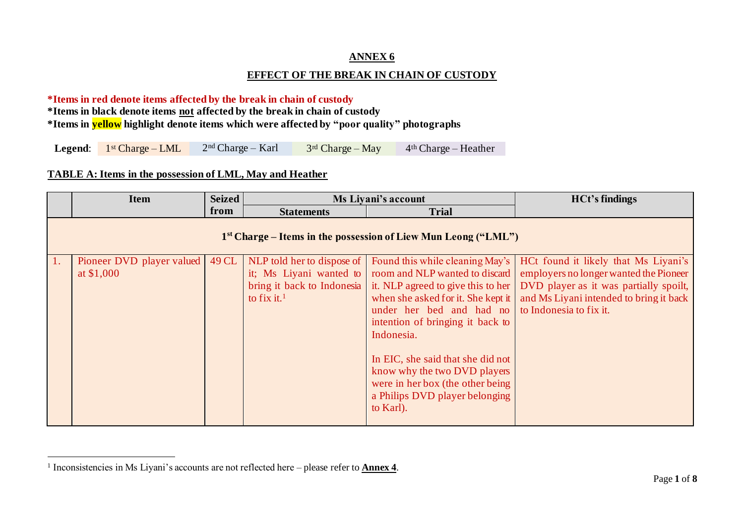# ANNEX 6

## EFFECT OF THE BREAK IN CHAIN OF CUSTODY

**\*Items in red denote items affected by the break in chain of custody**

**\*Items in black denote items not affected by the break in chain of custody**

**\*Items in yellow highlight denote items which were affected by "poor quality" photographs**

**Legend**: 1st Charge – LML | 2nd Charge – Karl | 3rd Charge – May | 4th Charge – Heather

### TABLE A: Items in the possession of LML, May and Heather

| | Item | Seized from | Ms Liyani's account | | HCt's findings |
|---|---|---|---|---|---|
| | | | Statements | Trial | |
| **1st Charge – Items in the possession of Liew Mun Leong ("LML")** | | | | | |
| 1. | Pioneer DVD player valued at $1,000 | 49 CL | NLP told her to dispose of it; Ms Liyani wanted to bring it back to Indonesia to fix it.[1] | Found this while cleaning May's room and NLP wanted to discard it. NLP agreed to give this to her when she asked for it. She kept it under her bed and had no intention of bringing it back to Indonesia.<br><br>In EIC, she said that she did not know why the two DVD players were in her box (the other being a Philips DVD player belonging to Karl). | HCt found it likely that Ms Liyani's employers no longer wanted the Pioneer DVD player as it was partially spoilt, and Ms Liyani intended to bring it back to Indonesia to fix it. |

[1] Inconsistencies in Ms Liyani's accounts are not reflected here – please refer to **Annex 4**.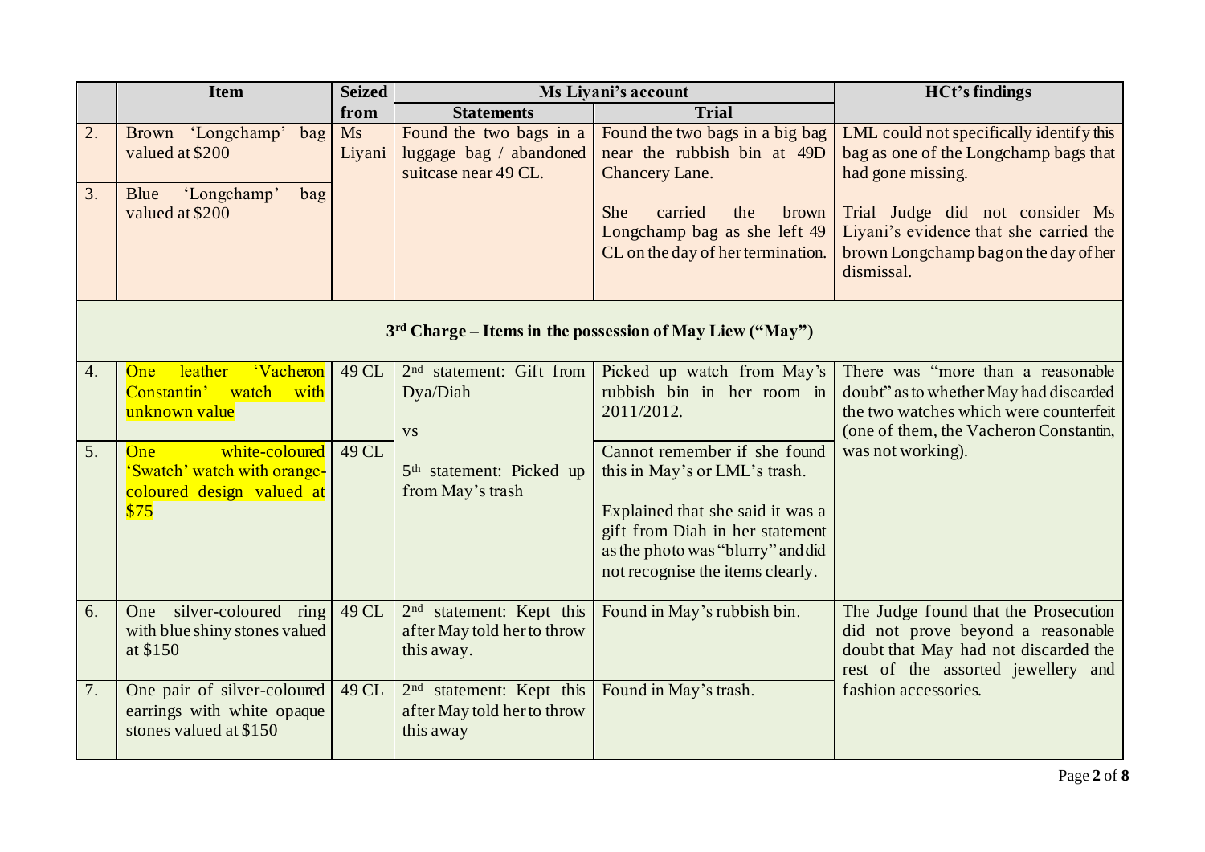| | Item | Seized from | Ms Liyani's account | | HCt's findings |
|---|---|---|---|---|---|
| | | | Statements | Trial | |
| 2. | Brown 'Longchamp' bag valued at $200 | Ms Liyani | Found the two bags in a luggage bag / abandoned suitcase near 49 CL. | Found the two bags in a big bag near the rubbish bin at 49D Chancery Lane. | LML could not specifically identify this bag as one of the Longchamp bags that had gone missing. |
| 3. | Blue 'Longchamp' bag valued at $200 | | | She carried the brown Longchamp bag as she left 49 CL on the day of her termination. | Trial Judge did not consider Ms Liyani's evidence that she carried the brown Longchamp bag on the day of her dismissal. |
| **3rd Charge – Items in the possession of May Liew ("May")** | | | | | |
| 4. | One leather 'Vacheron Constantin' watch with unknown value | 49 CL | 2nd statement: Gift from Dya/Diah<br><br>vs<br><br>5th statement: Picked up from May's trash | Picked up watch from May's rubbish bin in her room in 2011/2012. | There was "more than a reasonable doubt" as to whether May had discarded the two watches which were counterfeit (one of them, the Vacheron Constantin, was not working). |
| 5. | One white-coloured 'Swatch' watch with orange-coloured design valued at $75 | 49 CL | | Cannot remember if she found this in May's or LML's trash.<br><br>Explained that she said it was a gift from Diah in her statement as the photo was "blurry" and did not recognise the items clearly. | |
| 6. | One silver-coloured ring with blue shiny stones valued at $150 | 49 CL | 2nd statement: Kept this after May told her to throw this away. | Found in May's rubbish bin. | The Judge found that the Prosecution did not prove beyond a reasonable doubt that May had not discarded the rest of the assorted jewellery and fashion accessories. |
| 7. | One pair of silver-coloured earrings with white opaque stones valued at $150 | 49 CL | 2nd statement: Kept this after May told her to throw this away | Found in May's trash. | |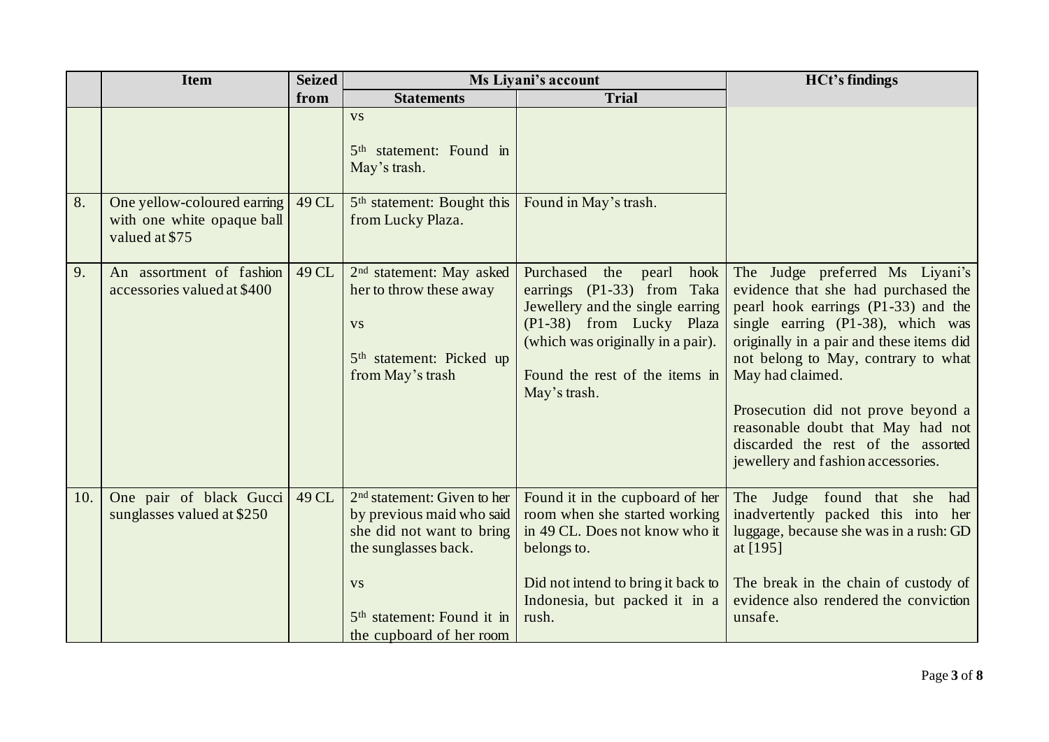| | Item | Seized from | Ms Liyani's account | | HCt's findings |
|---|---|---|---|---|---|
| | | | Statements | Trial | |
| | | | vs<br><br>5th statement: Found in May's trash. | | |
| 8. | One yellow-coloured earring with one white opaque ball valued at $75 | 49 CL | 5th statement: Bought this from Lucky Plaza. | Found in May's trash. | |
| 9. | An assortment of fashion accessories valued at $400 | 49 CL | 2nd statement: May asked her to throw these away<br><br>vs<br><br>5th statement: Picked up from May's trash | Purchased the pearl hook earrings (P1-33) from Taka Jewellery and the single earring (P1-38) from Lucky Plaza (which was originally in a pair).<br><br>Found the rest of the items in May's trash. | The Judge preferred Ms Liyani's evidence that she had purchased the pearl hook earrings (P1-33) and the single earring (P1-38), which was originally in a pair and these items did not belong to May, contrary to what May had claimed.<br><br>Prosecution did not prove beyond a reasonable doubt that May had not discarded the rest of the assorted jewellery and fashion accessories. |
| 10. | One pair of black Gucci sunglasses valued at $250 | 49 CL | 2nd statement: Given to her by previous maid who said she did not want to bring the sunglasses back.<br><br>vs<br><br>5th statement: Found it in the cupboard of her room | Found it in the cupboard of her room when she started working in 49 CL. Does not know who it belongs to.<br><br>Did not intend to bring it back to Indonesia, but packed it in a rush. | The Judge found that she had inadvertently packed this into her luggage, because she was in a rush: GD at [195]<br><br>The break in the chain of custody of evidence also rendered the conviction unsafe. |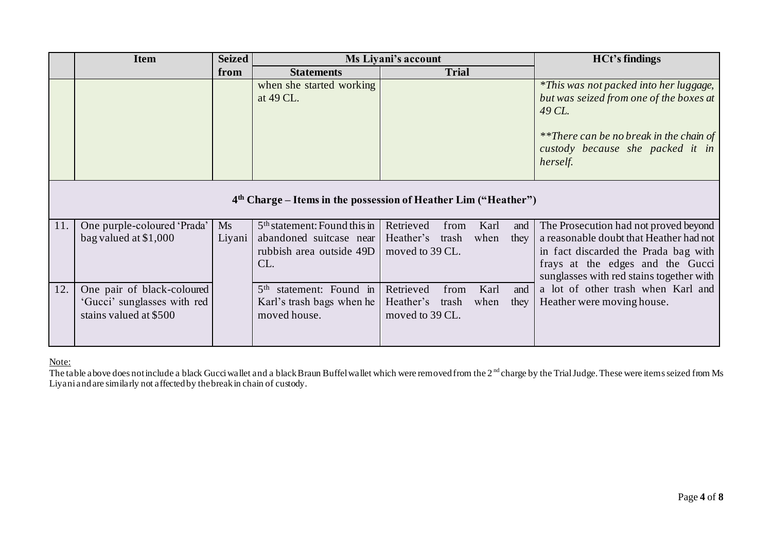| | Item | Seized from | Ms Liyani's account | | HCt's findings |
|---|---|---|---|---|---|
| | | | Statements | Trial | |
| | | | when she started working at 49 CL. | | *\*This was not packed into her luggage, but was seized from one of the boxes at 49 CL.* *\*\*There can be no break in the chain of custody because she packed it in herself.* |
| **4th Charge – Items in the possession of Heather Lim ("Heather")** | | | | | |
| 11. | One purple-coloured 'Prada' bag valued at $1,000 | Ms Liyani | 5th statement: Found this in abandoned suitcase near rubbish area outside 49D CL. | Retrieved from Karl and Heather's trash when they moved to 39 CL. | The Prosecution had not proved beyond a reasonable doubt that Heather had not in fact discarded the Prada bag with frays at the edges and the Gucci sunglasses with red stains together with a lot of other trash when Karl and Heather were moving house. |
| 12. | One pair of black-coloured 'Gucci' sunglasses with red stains valued at $500 | | 5th statement: Found in Karl's trash bags when he moved house. | Retrieved from Karl and Heather's trash when they moved to 39 CL. | |

Note:

The table above does not include a black Gucci wallet and a black Braun Buffel wallet which were removed from the 2nd charge by the Trial Judge. These were items seized from Ms Liyani and are similarly not affected by the break in chain of custody.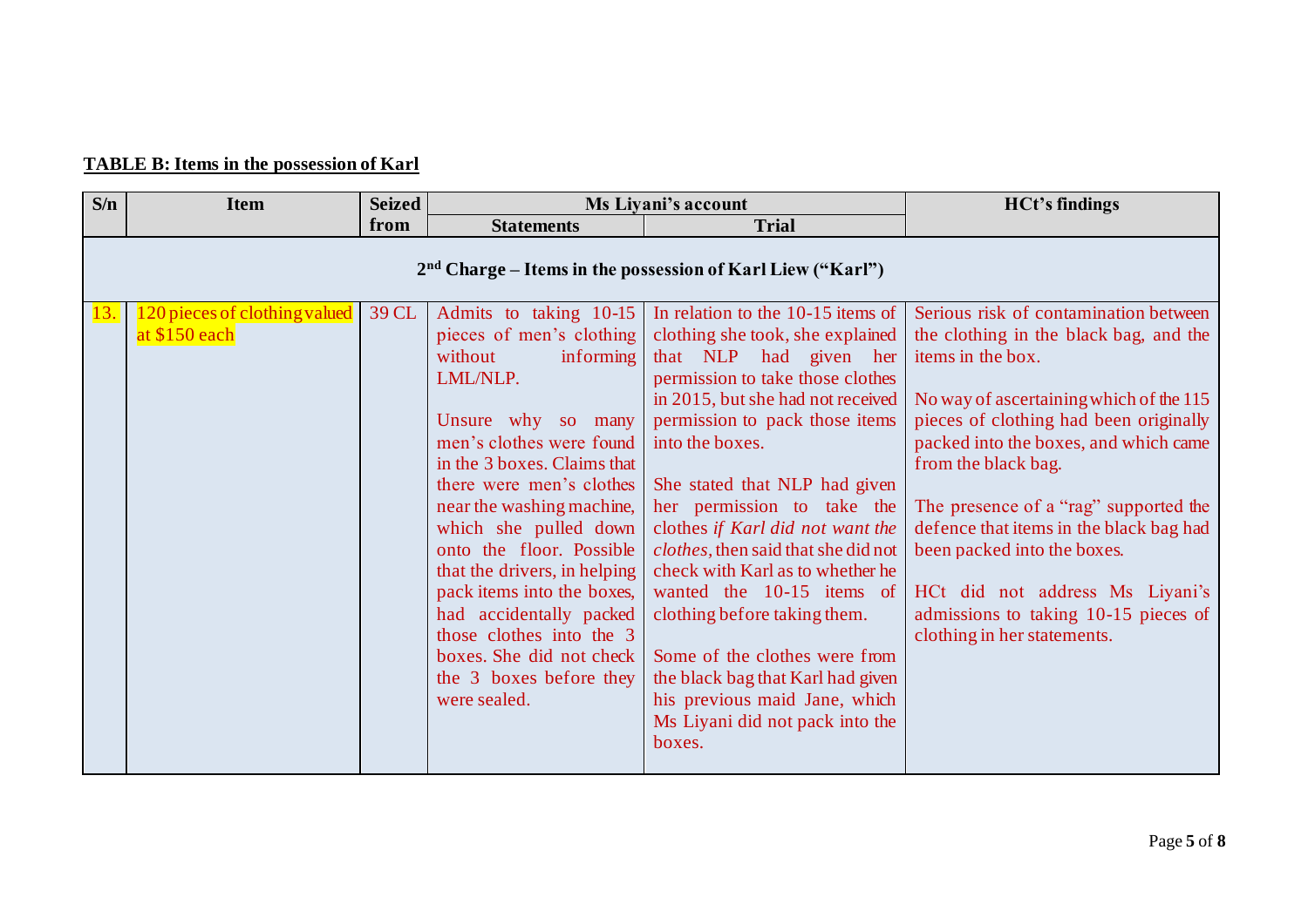**TABLE B: Items in the possession of Karl**

| S/n | Item | Seized from | Ms Liyani's account | | HCt's findings |
|---|---|---|---|---|---|
| | | | Statements | Trial | |
| **2nd Charge – Items in the possession of Karl Liew ("Karl")** | | | | | |
| 13. | 120 pieces of clothing valued at $150 each | 39 CL | Admits to taking 10-15 pieces of men's clothing without informing LML/NLP.<br><br>Unsure why so many men's clothes were found in the 3 boxes. Claims that there were men's clothes near the washing machine, which she pulled down onto the floor. Possible that the drivers, in helping pack items into the boxes, had accidentally packed those clothes into the 3 boxes. She did not check the 3 boxes before they were sealed. | In relation to the 10-15 items of clothing she took, she explained that NLP had given her permission to take those clothes in 2015, but she had not received permission to pack those items into the boxes.<br><br>She stated that NLP had given her permission to take the clothes *if Karl did not want the clothes*, then said that she did not check with Karl as to whether he wanted the 10-15 items of clothing before taking them.<br><br>Some of the clothes were from the black bag that Karl had given his previous maid Jane, which Ms Liyani did not pack into the boxes. | Serious risk of contamination between the clothing in the black bag, and the items in the box.<br><br>No way of ascertaining which of the 115 pieces of clothing had been originally packed into the boxes, and which came from the black bag.<br><br>The presence of a "rag" supported the defence that items in the black bag had been packed into the boxes.<br><br>HCt did not address Ms Liyani's admissions to taking 10-15 pieces of clothing in her statements. |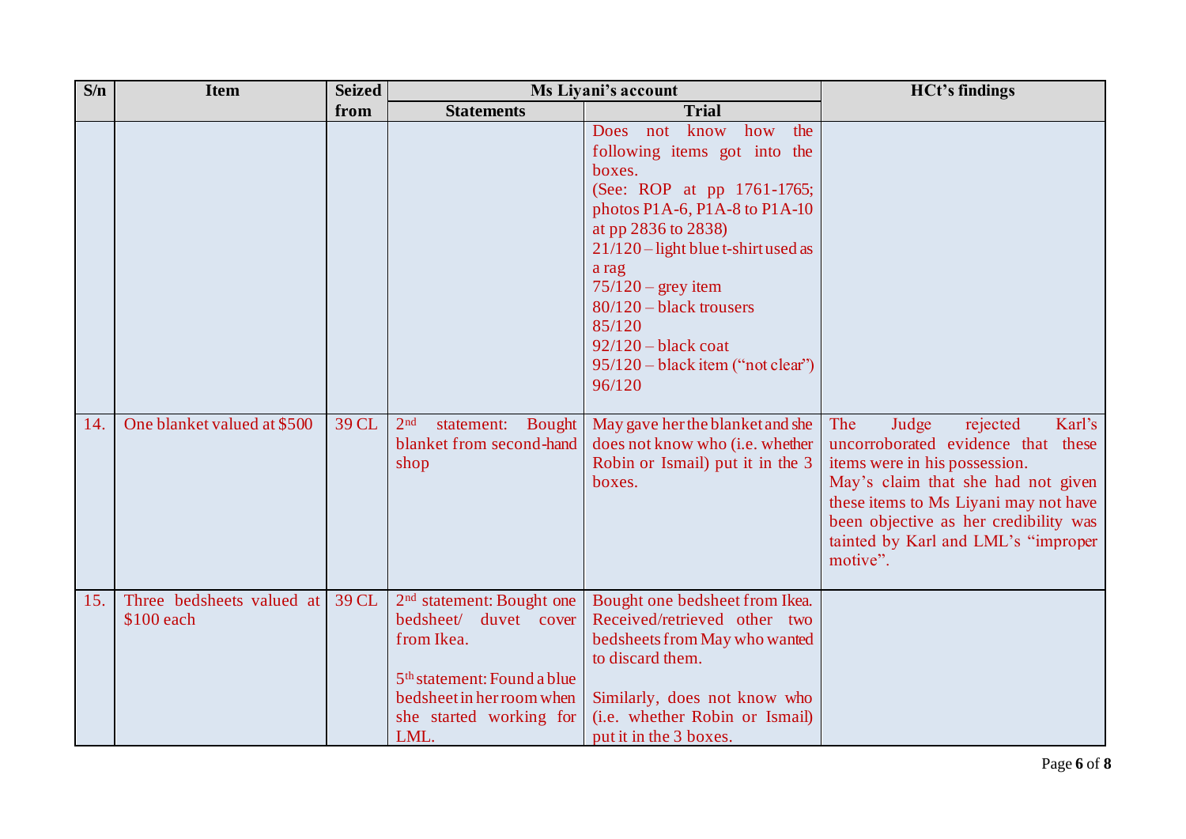| S/n | Item | Seized from | Ms Liyani's account | | HCt's findings |
|---|---|---|---|---|---|
| | | | Statements | Trial | |
| | | | | Does not know how the following items got into the boxes.<br>(See: ROP at pp 1761-1765; photos P1A-6, P1A-8 to P1A-10 at pp 2836 to 2838)<br>21/120 – light blue t-shirt used as a rag<br>75/120 – grey item<br>80/120 – black trousers<br>85/120<br>92/120 – black coat<br>95/120 – black item ("not clear")<br>96/120 | |
| 14. | One blanket valued at $500 | 39 CL | 2nd statement: Bought blanket from second-hand shop | May gave her the blanket and she does not know who (i.e. whether Robin or Ismail) put it in the 3 boxes. | The Judge rejected Karl's uncorroborated evidence that these items were in his possession.<br>May's claim that she had not given these items to Ms Liyani may not have been objective as her credibility was tainted by Karl and LML's "improper motive". |
| 15. | Three bedsheets valued at $100 each | 39 CL | 2nd statement: Bought one bedsheet/ duvet cover from Ikea.<br><br>5th statement: Found a blue bedsheet in her room when she started working for LML. | Bought one bedsheet from Ikea. Received/retrieved other two bedsheets from May who wanted to discard them.<br><br>Similarly, does not know who (i.e. whether Robin or Ismail) put it in the 3 boxes. | |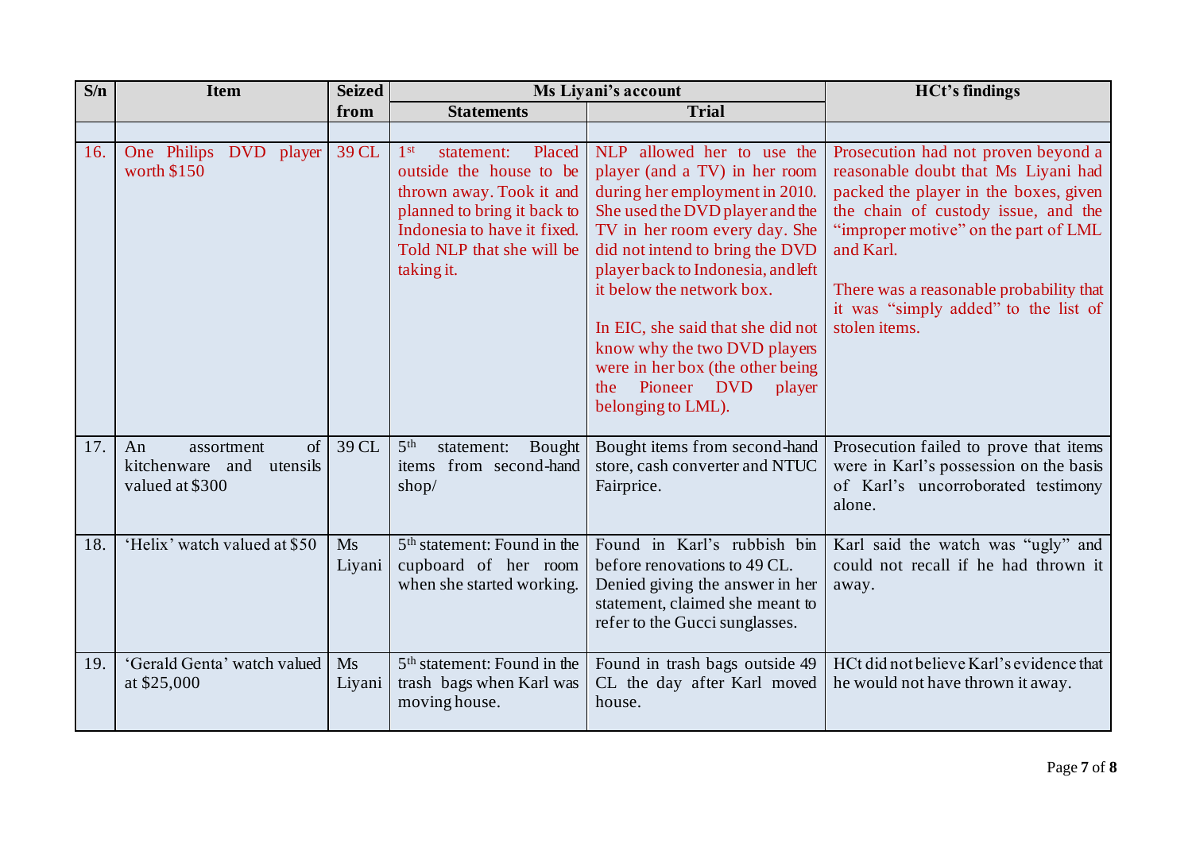| S/n | Item | Seized from | Ms Liyani's account | | HCt's findings |
|---|---|---|---|---|---|
| | | | Statements | Trial | |
| | | | | | |
| 16. | One Philips DVD player worth $150 | 39 CL | 1st statement: Placed outside the house to be thrown away. Took it and planned to bring it back to Indonesia to have it fixed. Told NLP that she will be taking it. | NLP allowed her to use the player (and a TV) in her room during her employment in 2010. She used the DVD player and the TV in her room every day. She did not intend to bring the DVD player back to Indonesia, and left it below the network box.<br><br>In EIC, she said that she did not know why the two DVD players were in her box (the other being the Pioneer DVD player belonging to LML). | Prosecution had not proven beyond a reasonable doubt that Ms Liyani had packed the player in the boxes, given the chain of custody issue, and the "improper motive" on the part of LML and Karl.<br><br>There was a reasonable probability that it was "simply added" to the list of stolen items. |
| 17. | An assortment of kitchenware and utensils valued at $300 | 39 CL | 5th statement: Bought items from second-hand shop/ | Bought items from second-hand store, cash converter and NTUC Fairprice. | Prosecution failed to prove that items were in Karl's possession on the basis of Karl's uncorroborated testimony alone. |
| 18. | 'Helix' watch valued at $50 | Ms Liyani | 5th statement: Found in the cupboard of her room when she started working. | Found in Karl's rubbish bin before renovations to 49 CL. Denied giving the answer in her statement, claimed she meant to refer to the Gucci sunglasses. | Karl said the watch was "ugly" and could not recall if he had thrown it away. |
| 19. | 'Gerald Genta' watch valued at $25,000 | Ms Liyani | 5th statement: Found in the trash bags when Karl was moving house. | Found in trash bags outside 49 CL the day after Karl moved house. | HCt did not believe Karl's evidence that he would not have thrown it away. |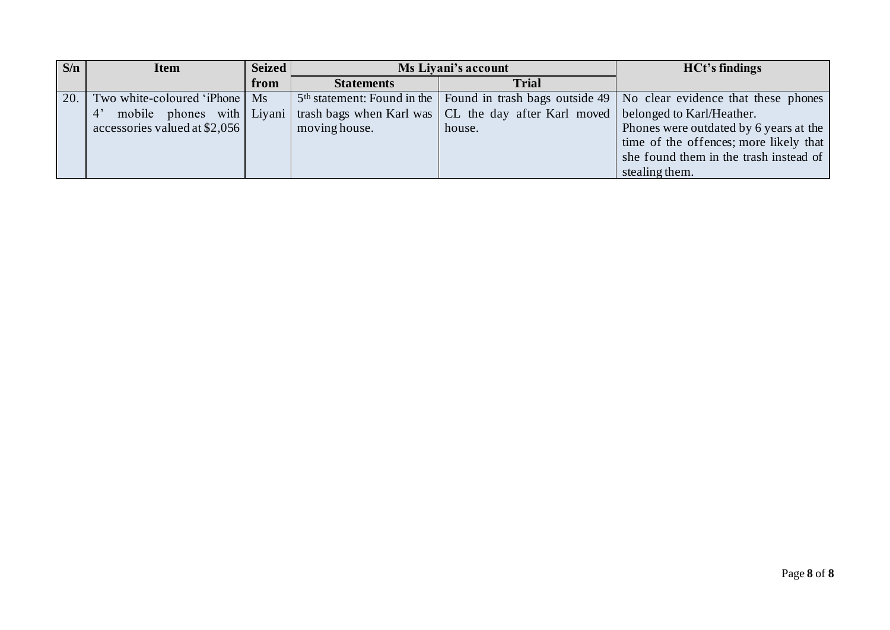| S/n | Item | Seized from | Ms Liyani's account | | HCt's findings |
|---|---|---|---|---|---|
| | | | **Statements** | **Trial** | |
| 20. | Two white-coloured 'iPhone 4' mobile phones with accessories valued at $2,056 | Ms Liyani | 5th statement: Found in the trash bags when Karl was moving house. | Found in trash bags outside 49 CL the day after Karl moved house. | No clear evidence that these phones belonged to Karl/Heather. Phones were outdated by 6 years at the time of the offences; more likely that she found them in the trash instead of stealing them. |